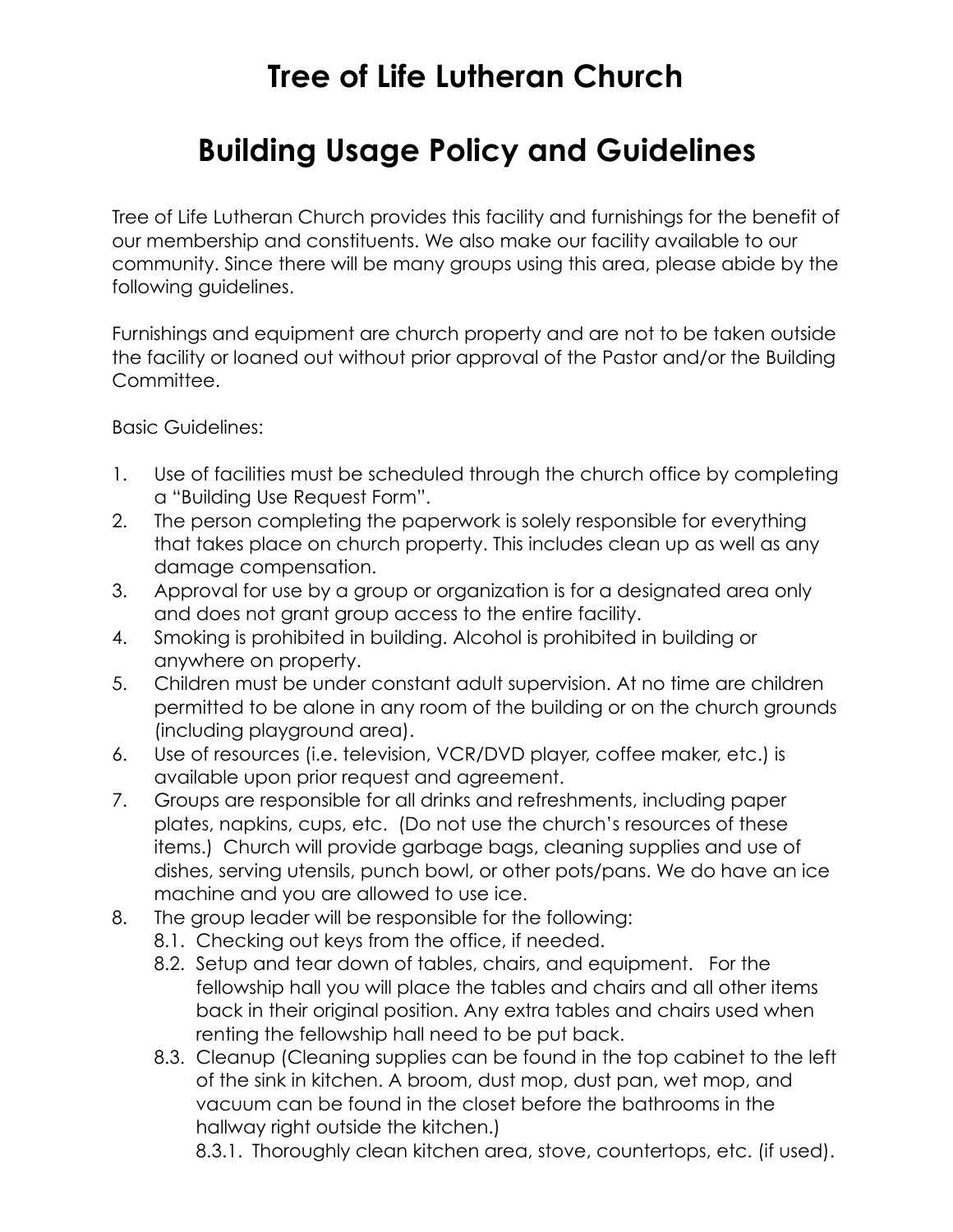# Tree of Life Lutheran Church

# Building Usage Policy and Guidelines

Tree of Life Lutheran Church provides this facility and furnishings for the benefit of our membership and constituents. We also make our facility available to our community. Since there will be many groups using this area, please abide by the following guidelines.

Furnishings and equipment are church property and are not to be taken outside the facility or loaned out without prior approval of the Pastor and/or the Building Committee.

Basic Guidelines:

1. Use of facilities must be scheduled through the church office by completing a "Building Use Request Form".
2. The person completing the paperwork is solely responsible for everything that takes place on church property. This includes clean up as well as any damage compensation.
3. Approval for use by a group or organization is for a designated area only and does not grant group access to the entire facility.
4. Smoking is prohibited in building. Alcohol is prohibited in building or anywhere on property.
5. Children must be under constant adult supervision. At no time are children permitted to be alone in any room of the building or on the church grounds (including playground area).
6. Use of resources (i.e. television, VCR/DVD player, coffee maker, etc.) is available upon prior request and agreement.
7. Groups are responsible for all drinks and refreshments, including paper plates, napkins, cups, etc. (Do not use the church's resources of these items.) Church will provide garbage bags, cleaning supplies and use of dishes, serving utensils, punch bowl, or other pots/pans. We do have an ice machine and you are allowed to use ice.
8. The group leader will be responsible for the following:
   - 8.1. Checking out keys from the office, if needed.
   - 8.2. Setup and tear down of tables, chairs, and equipment. For the fellowship hall you will place the tables and chairs and all other items back in their original position. Any extra tables and chairs used when renting the fellowship hall need to be put back.
   - 8.3. Cleanup (Cleaning supplies can be found in the top cabinet to the left of the sink in kitchen. A broom, dust mop, dust pan, wet mop, and vacuum can be found in the closet before the bathrooms in the hallway right outside the kitchen.)
     - 8.3.1. Thoroughly clean kitchen area, stove, countertops, etc. (if used).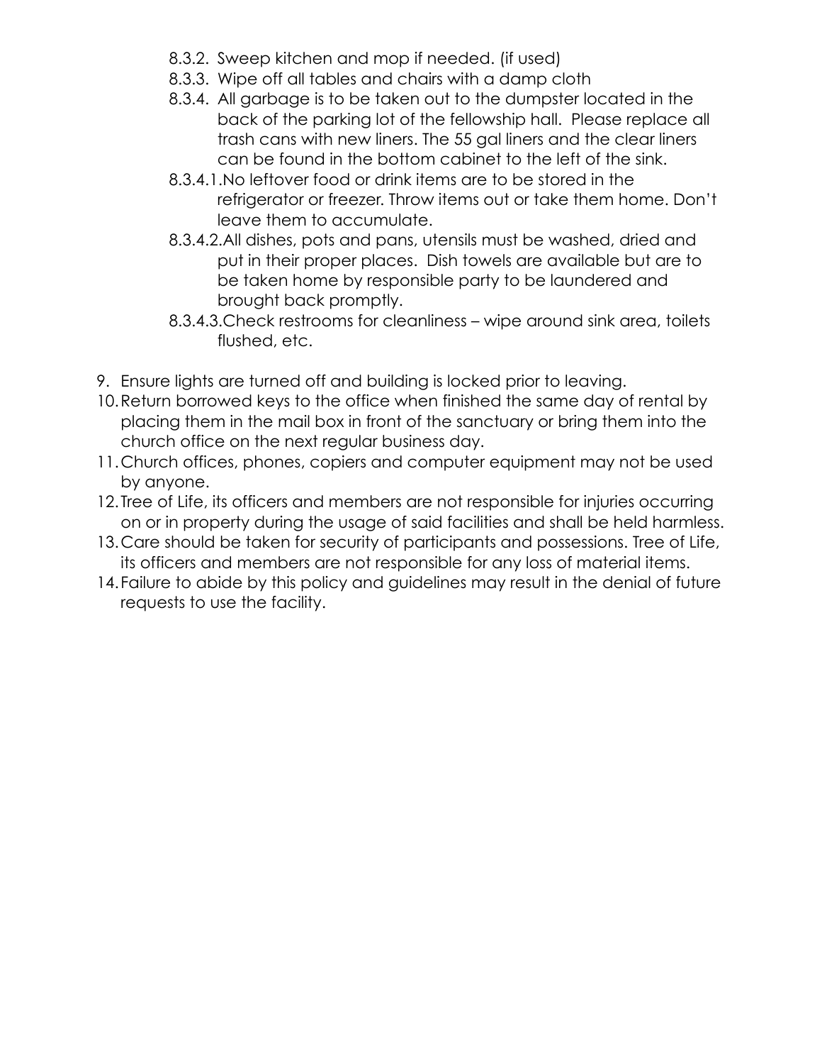8.3.2. Sweep kitchen and mop if needed. (if used)

8.3.3. Wipe off all tables and chairs with a damp cloth

8.3.4. All garbage is to be taken out to the dumpster located in the back of the parking lot of the fellowship hall. Please replace all trash cans with new liners. The 55 gal liners and the clear liners can be found in the bottom cabinet to the left of the sink.

8.3.4.1. No leftover food or drink items are to be stored in the refrigerator or freezer. Throw items out or take them home. Don't leave them to accumulate.

8.3.4.2. All dishes, pots and pans, utensils must be washed, dried and put in their proper places. Dish towels are available but are to be taken home by responsible party to be laundered and brought back promptly.

8.3.4.3. Check restrooms for cleanliness – wipe around sink area, toilets flushed, etc.

9. Ensure lights are turned off and building is locked prior to leaving.
10. Return borrowed keys to the office when finished the same day of rental by placing them in the mail box in front of the sanctuary or bring them into the church office on the next regular business day.
11. Church offices, phones, copiers and computer equipment may not be used by anyone.
12. Tree of Life, its officers and members are not responsible for injuries occurring on or in property during the usage of said facilities and shall be held harmless.
13. Care should be taken for security of participants and possessions. Tree of Life, its officers and members are not responsible for any loss of material items.
14. Failure to abide by this policy and guidelines may result in the denial of future requests to use the facility.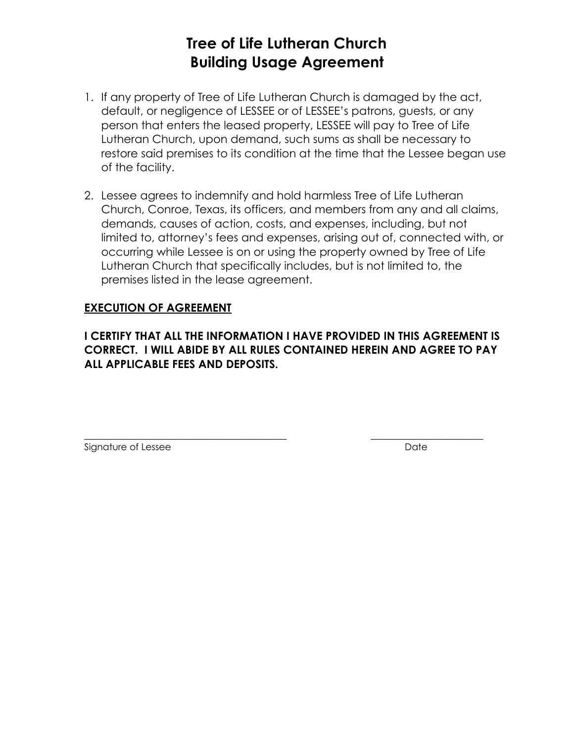# Tree of Life Lutheran Church
# Building Usage Agreement

1. If any property of Tree of Life Lutheran Church is damaged by the act, default, or negligence of LESSEE or of LESSEE's patrons, guests, or any person that enters the leased property, LESSEE will pay to Tree of Life Lutheran Church, upon demand, such sums as shall be necessary to restore said premises to its condition at the time that the Lessee began use of the facility.

2. Lessee agrees to indemnify and hold harmless Tree of Life Lutheran Church, Conroe, Texas, its officers, and members from any and all claims, demands, causes of action, costs, and expenses, including, but not limited to, attorney's fees and expenses, arising out of, connected with, or occurring while Lessee is on or using the property owned by Tree of Life Lutheran Church that specifically includes, but is not limited to, the premises listed in the lease agreement.

**EXECUTION OF AGREEMENT**

**I CERTIFY THAT ALL THE INFORMATION I HAVE PROVIDED IN THIS AGREEMENT IS CORRECT. I WILL ABIDE BY ALL RULES CONTAINED HEREIN AND AGREE TO PAY ALL APPLICABLE FEES AND DEPOSITS.**

_________________________________________ &nbsp;&nbsp;&nbsp;&nbsp;&nbsp;&nbsp;&nbsp;&nbsp; _______________________

Signature of Lessee &nbsp;&nbsp;&nbsp;&nbsp;&nbsp;&nbsp;&nbsp;&nbsp;&nbsp;&nbsp;&nbsp;&nbsp;&nbsp;&nbsp;&nbsp;&nbsp;&nbsp;&nbsp;&nbsp;&nbsp;&nbsp;&nbsp;&nbsp;&nbsp;&nbsp;&nbsp;&nbsp;&nbsp;&nbsp;&nbsp;&nbsp;&nbsp;&nbsp;&nbsp;&nbsp;&nbsp;&nbsp;&nbsp;&nbsp;&nbsp; Date